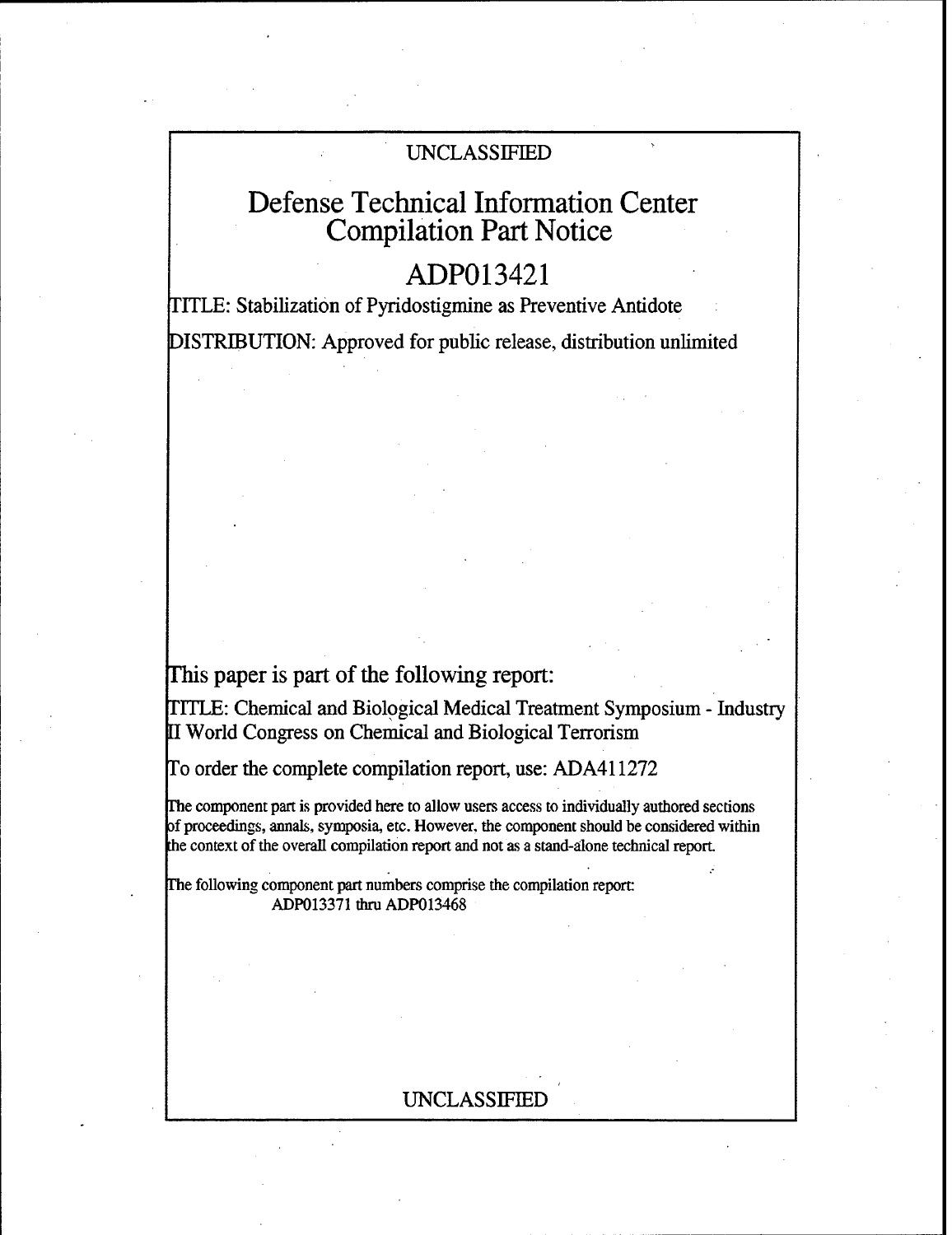UNCLASSIFIED

# Defense Technical Information Center Compilation Part Notice

## ADP013421

TITLE: Stabilization of Pyridostigmine as Preventive Antidote

DISTRIBUTION: Approved for public release, distribution unlimited

This paper is part of the following report:

TITLE: Chemical and Biological Medical Treatment Symposium - Industry II World Congress on Chemical and Biological Terrorism

To order the complete compilation report, use: ADA411272

The component part is provided here to allow users access to individually authored sections of proceedings, annals, symposia, etc. However, the component should be considered within the context of the overall compilation report and not as a stand-alone technical report.

The following component part numbers comprise the compilation report: ADP013371 thru ADP013468

UNCLASSIFIED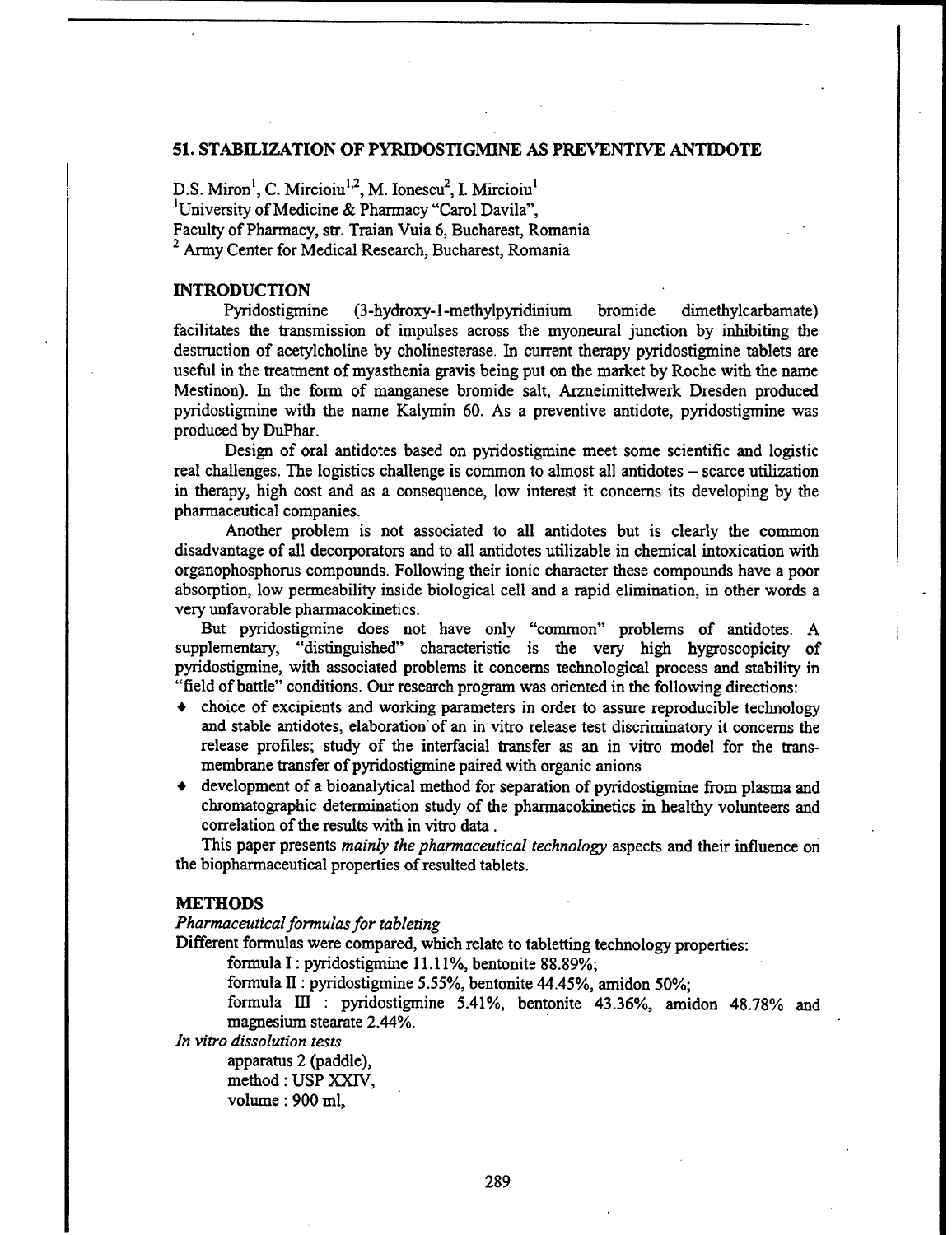## 51. STABILIZATION OF PYRIDOSTIGMINE AS PREVENTIVE ANTIDOTE

D.S. Miron[1], C. Mircioiu[1,2], M. Ionescu[2], I. Mircioiu[1]
[1]University of Medicine & Pharmacy "Carol Davila",
Faculty of Pharmacy, str. Traian Vuia 6, Bucharest, Romania
[2] Army Center for Medical Research, Bucharest, Romania

### INTRODUCTION

Pyridostigmine (3-hydroxy-1-methylpyridinium bromide dimethylcarbamate) facilitates the transmission of impulses across the myoneural junction by inhibiting the destruction of acetylcholine by cholinesterase. In current therapy pyridostigmine tablets are useful in the treatment of myasthenia gravis being put on the market by Roche with the name Mestinon). In the form of manganese bromide salt, Arzneimittelwerk Dresden produced pyridostigmine with the name Kalymin 60. As a preventive antidote, pyridostigmine was produced by DuPhar.

Design of oral antidotes based on pyridostigmine meet some scientific and logistic real challenges. The logistics challenge is common to almost all antidotes – scarce utilization in therapy, high cost and as a consequence, low interest it concerns its developing by the pharmaceutical companies.

Another problem is not associated to all antidotes but is clearly the common disadvantage of all decorporators and to all antidotes utilizable in chemical intoxication with organophosphorus compounds. Following their ionic character these compounds have a poor absorption, low permeability inside biological cell and a rapid elimination, in other words a very unfavorable pharmacokinetics.

But pyridostigmine does not have only "common" problems of antidotes. A supplementary, "distinguished" characteristic is the very high hygroscopicity of pyridostigmine, with associated problems it concerns technological process and stability in "field of battle" conditions. Our research program was oriented in the following directions:

- choice of excipients and working parameters in order to assure reproducible technology and stable antidotes, elaboration of an in vitro release test discriminatory it concerns the release profiles; study of the interfacial transfer as an in vitro model for the trans-membrane transfer of pyridostigmine paired with organic anions
- development of a bioanalytical method for separation of pyridostigmine from plasma and chromatographic determination study of the pharmacokinetics in healthy volunteers and correlation of the results with in vitro data .

This paper presents *mainly the pharmaceutical technology* aspects and their influence on the biopharmaceutical properties of resulted tablets.

### METHODS

*Pharmaceutical formulas for tableting*

Different formulas were compared, which relate to tabletting technology properties:

formula I : pyridostigmine 11.11%, bentonite 88.89%;

formula II : pyridostigmine 5.55%, bentonite 44.45%, amidon 50%;

formula III : pyridostigmine 5.41%, bentonite 43.36%, amidon 48.78% and magnesium stearate 2.44%.

*In vitro dissolution tests*

apparatus 2 (paddle),
method : USP XXIV,
volume : 900 ml,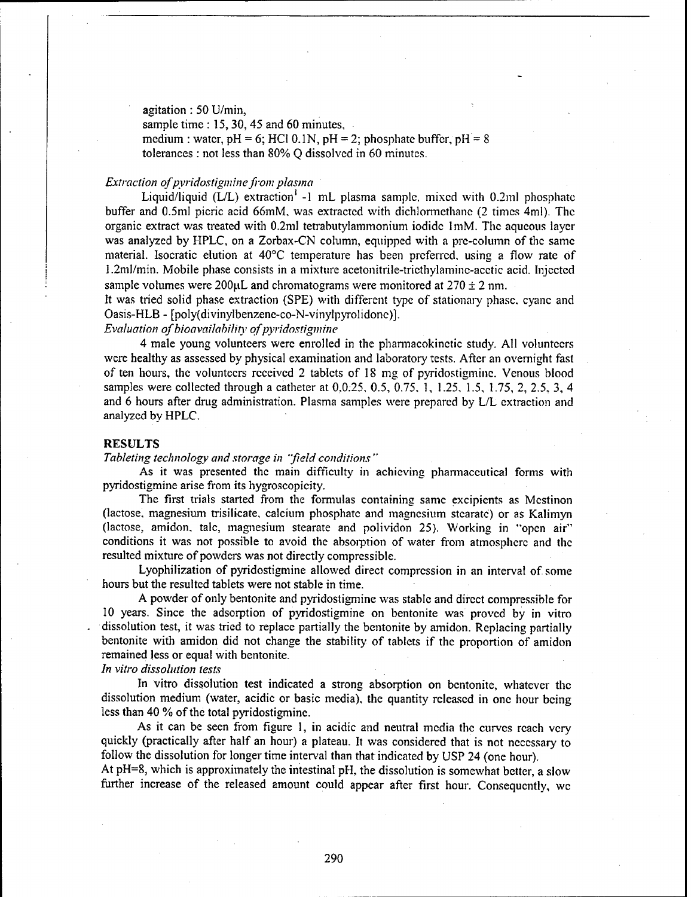agitation : 50 U/min,
sample time : 15, 30, 45 and 60 minutes,
medium : water, pH = 6; HCl 0.1N, pH = 2; phosphate buffer, pH = 8
tolerances : not less than 80% Q dissolved in 60 minutes.

*Extraction of pyridostigmine from plasma*

Liquid/liquid (L/L) extraction[1] -1 mL plasma sample, mixed with 0.2ml phosphate buffer and 0.5ml picric acid 66mM, was extracted with dichlormethane (2 times 4ml). The organic extract was treated with 0.2ml tetrabutylammonium iodide 1mM. The aqueous layer was analyzed by HPLC, on a Zorbax-CN column, equipped with a pre-column of the same material. Isocratic elution at 40°C temperature has been preferred, using a flow rate of 1.2ml/min. Mobile phase consists in a mixture acetonitrile-triethylamine-acetic acid. Injected sample volumes were 200µL and chromatograms were monitored at 270 ± 2 nm.

It was tried solid phase extraction (SPE) with different type of stationary phase, cyane and Oasis-HLB - [poly(divinylbenzene-co-N-vinylpyrolidone)].

*Evaluation of bioavailability of pyridostigmine*

4 male young volunteers were enrolled in the pharmacokinetic study. All volunteers were healthy as assessed by physical examination and laboratory tests. After an overnight fast of ten hours, the volunteers received 2 tablets of 18 mg of pyridostigmine. Venous blood samples were collected through a catheter at 0,0.25, 0.5, 0.75, 1, 1.25, 1.5, 1.75, 2, 2.5, 3, 4 and 6 hours after drug administration. Plasma samples were prepared by L/L extraction and analyzed by HPLC.

## RESULTS

*Tableting technology and storage in "field conditions"*

As it was presented the main difficulty in achieving pharmaceutical forms with pyridostigmine arise from its hygroscopicity.

The first trials started from the formulas containing same excipients as Mestinon (lactose, magnesium trisilicate, calcium phosphate and magnesium stearate) or as Kalimyn (lactose, amidon, talc, magnesium stearate and polividon 25). Working in "open air" conditions it was not possible to avoid the absorption of water from atmosphere and the resulted mixture of powders was not directly compressible.

Lyophilization of pyridostigmine allowed direct compression in an interval of some hours but the resulted tablets were not stable in time.

A powder of only bentonite and pyridostigmine was stable and direct compressible for 10 years. Since the adsorption of pyridostigmine on bentonite was proved by in vitro dissolution test, it was tried to replace partially the bentonite by amidon. Replacing partially bentonite with amidon did not change the stability of tablets if the proportion of amidon remained less or equal with bentonite.

*In vitro dissolution tests*

In vitro dissolution test indicated a strong absorption on bentonite, whatever the dissolution medium (water, acidic or basic media), the quantity released in one hour being less than 40 % of the total pyridostigmine.

As it can be seen from figure 1, in acidic and neutral media the curves reach very quickly (practically after half an hour) a plateau. It was considered that is not necessary to follow the dissolution for longer time interval than that indicated by USP 24 (one hour).

At pH=8, which is approximately the intestinal pH, the dissolution is somewhat better, a slow further increase of the released amount could appear after first hour. Consequently, we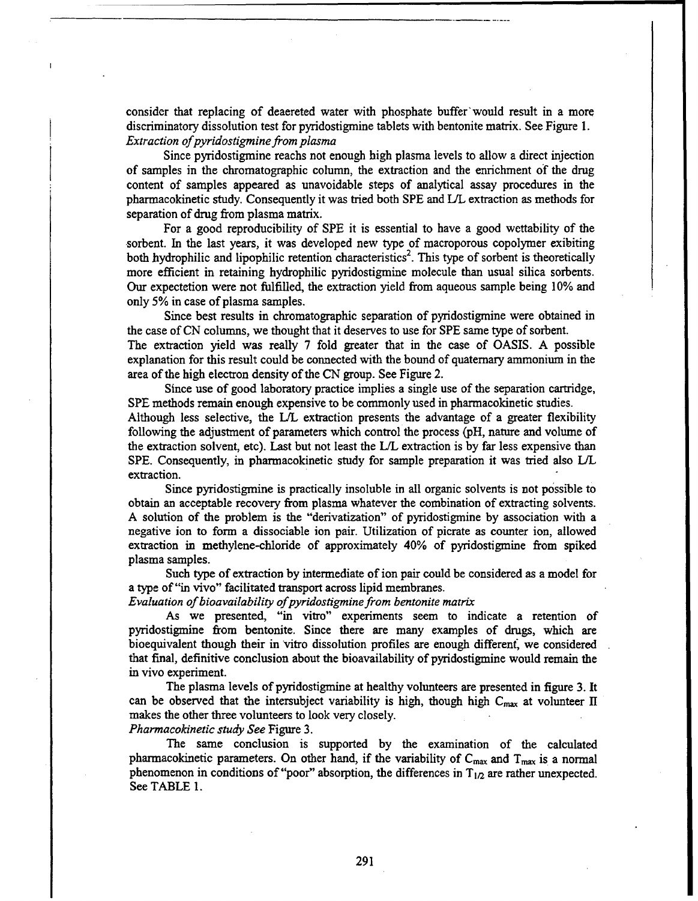consider that replacing of deaereted water with phosphate buffer would result in a more discriminatory dissolution test for pyridostigmine tablets with bentonite matrix. See Figure 1.

*Extraction of pyridostigmine from plasma*

Since pyridostigmine reachs not enough high plasma levels to allow a direct injection of samples in the chromatographic column, the extraction and the enrichment of the drug content of samples appeared as unavoidable steps of analytical assay procedures in the pharmacokinetic study. Consequently it was tried both SPE and L/L extraction as methods for separation of drug from plasma matrix.

For a good reproducibility of SPE it is essential to have a good wettability of the sorbent. In the last years, it was developed new type of macroporous copolymer exibiting both hydrophilic and lipophilic retention characteristics[2]. This type of sorbent is theoretically more efficient in retaining hydrophilic pyridostigmine molecule than usual silica sorbents. Our expectetion were not fulfilled, the extraction yield from aqueous sample being 10% and only 5% in case of plasma samples.

Since best results in chromatographic separation of pyridostigmine were obtained in the case of CN columns, we thought that it deserves to use for SPE same type of sorbent. The extraction yield was really 7 fold greater that in the case of OASIS. A possible explanation for this result could be connected with the bound of quaternary ammonium in the area of the high electron density of the CN group. See Figure 2.

Since use of good laboratory practice implies a single use of the separation cartridge, SPE methods remain enough expensive to be commonly used in pharmacokinetic studies. Although less selective, the L/L extraction presents the advantage of a greater flexibility following the adjustment of parameters which control the process (pH, nature and volume of the extraction solvent, etc). Last but not least the L/L extraction is by far less expensive than SPE. Consequently, in pharmacokinetic study for sample preparation it was tried also L/L extraction.

Since pyridostigmine is practically insoluble in all organic solvents is not possible to obtain an acceptable recovery from plasma whatever the combination of extracting solvents. A solution of the problem is the "derivatization" of pyridostigmine by association with a negative ion to form a dissociable ion pair. Utilization of picrate as counter ion, allowed extraction in methylene-chloride of approximately 40% of pyridostigmine from spiked plasma samples.

Such type of extraction by intermediate of ion pair could be considered as a model for a type of "in vivo" facilitated transport across lipid membranes.

*Evaluation of bioavailability of pyridostigmine from bentonite matrix*

As we presented, "in vitro" experiments seem to indicate a retention of pyridostigmine from bentonite. Since there are many examples of drugs, which are bioequivalent though their in vitro dissolution profiles are enough different, we considered that final, definitive conclusion about the bioavailability of pyridostigmine would remain the in vivo experiment.

The plasma levels of pyridostigmine at healthy volunteers are presented in figure 3. It can be observed that the intersubject variability is high, though high $C_{max}$ at volunteer II makes the other three volunteers to look very closely.

*Pharmacokinetic study See* Figure 3.

The same conclusion is supported by the examination of the calculated pharmacokinetic parameters. On other hand, if the variability of $C_{max}$ and $T_{max}$ is a normal phenomenon in conditions of "poor" absorption, the differences in $T_{1/2}$ are rather unexpected. See TABLE 1.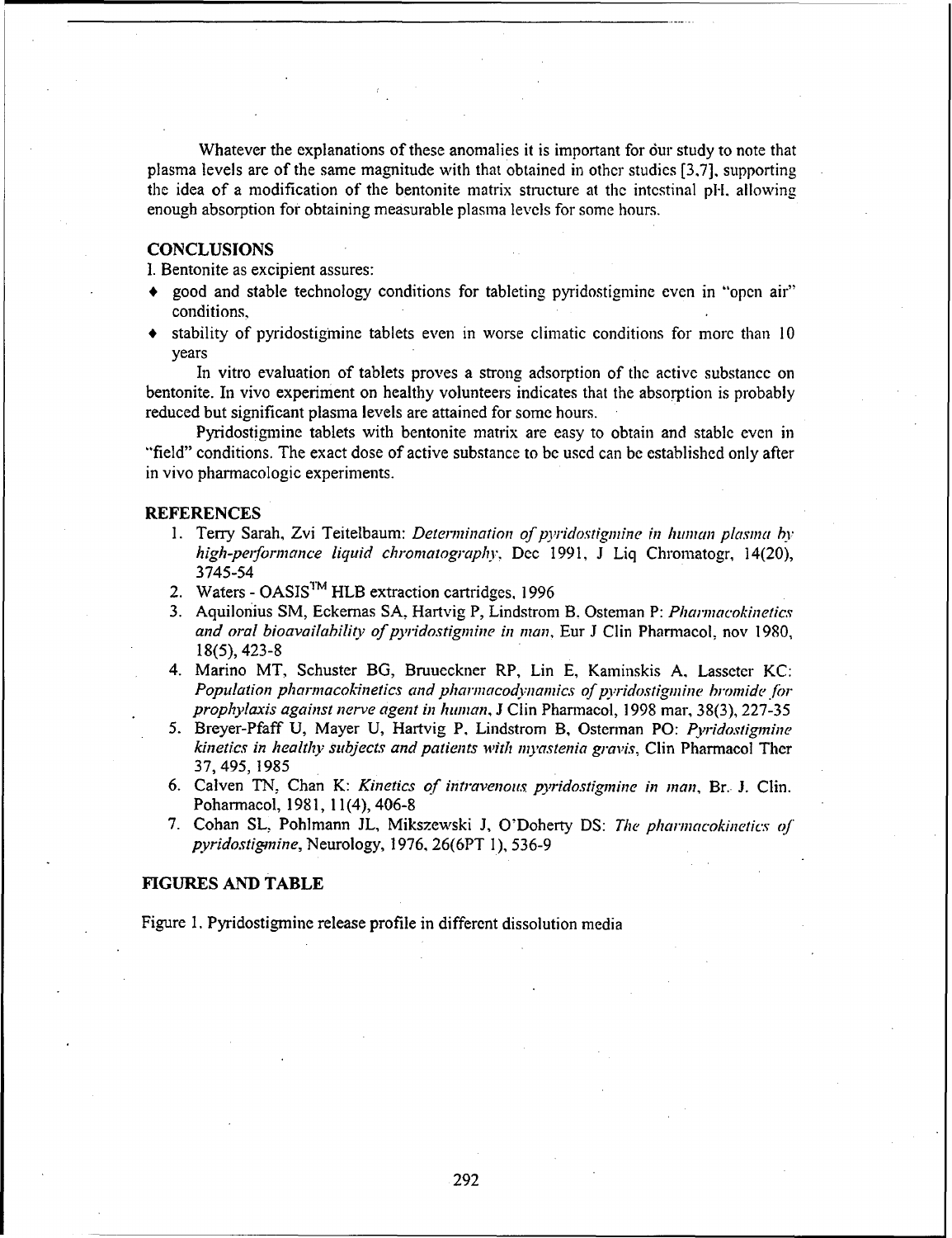Whatever the explanations of these anomalies it is important for our study to note that plasma levels are of the same magnitude with that obtained in other studies [3,7], supporting the idea of a modification of the bentonite matrix structure at the intestinal pH, allowing enough absorption for obtaining measurable plasma levels for some hours.

## CONCLUSIONS

I. Bentonite as excipient assures:

- good and stable technology conditions for tableting pyridostigmine even in "open air" conditions,
- stability of pyridostigmine tablets even in worse climatic conditions for more than 10 years

In vitro evaluation of tablets proves a strong adsorption of the active substance on bentonite. In vivo experiment on healthy volunteers indicates that the absorption is probably reduced but significant plasma levels are attained for some hours.

Pyridostigmine tablets with bentonite matrix are easy to obtain and stable even in "field" conditions. The exact dose of active substance to be used can be established only after in vivo pharmacologic experiments.

## REFERENCES

1. Terry Sarah, Zvi Teitelbaum: *Determination of pyridostigmine in human plasma by high-performance liquid chromatography*, Dec 1991, J Liq Chromatogr, 14(20), 3745-54
2. Waters - OASIS™ HLB extraction cartridges, 1996
3. Aquilonius SM, Eckernas SA, Hartvig P, Lindstrom B, Osteman P: *Pharmacokinetics and oral bioavailability of pyridostigmine in man*, Eur J Clin Pharmacol, nov 1980, 18(5), 423-8
4. Marino MT, Schuster BG, Bruueckner RP, Lin E, Kaminskis A, Lasseter KC: *Population pharmacokinetics and pharmacodynamics of pyridostigmine bromide for prophylaxis against nerve agent in human*, J Clin Pharmacol, 1998 mar, 38(3), 227-35
5. Breyer-Pfaff U, Mayer U, Hartvig P, Lindstrom B, Osterman PO: *Pyridostigmine kinetics in healthy subjects and patients with myastenia gravis*, Clin Pharmacol Ther 37, 495, 1985
6. Calven TN, Chan K: *Kinetics of intravenous pyridostigmine in man*, Br. J. Clin. Poharmacol, 1981, 11(4), 406-8
7. Cohan SL, Pohlmann JL, Mikszewski J, O'Doherty DS: *The pharmacokinetics of pyridostigmine*, Neurology, 1976, 26(6PT 1), 536-9

## FIGURES AND TABLE

Figure 1. Pyridostigmine release profile in different dissolution media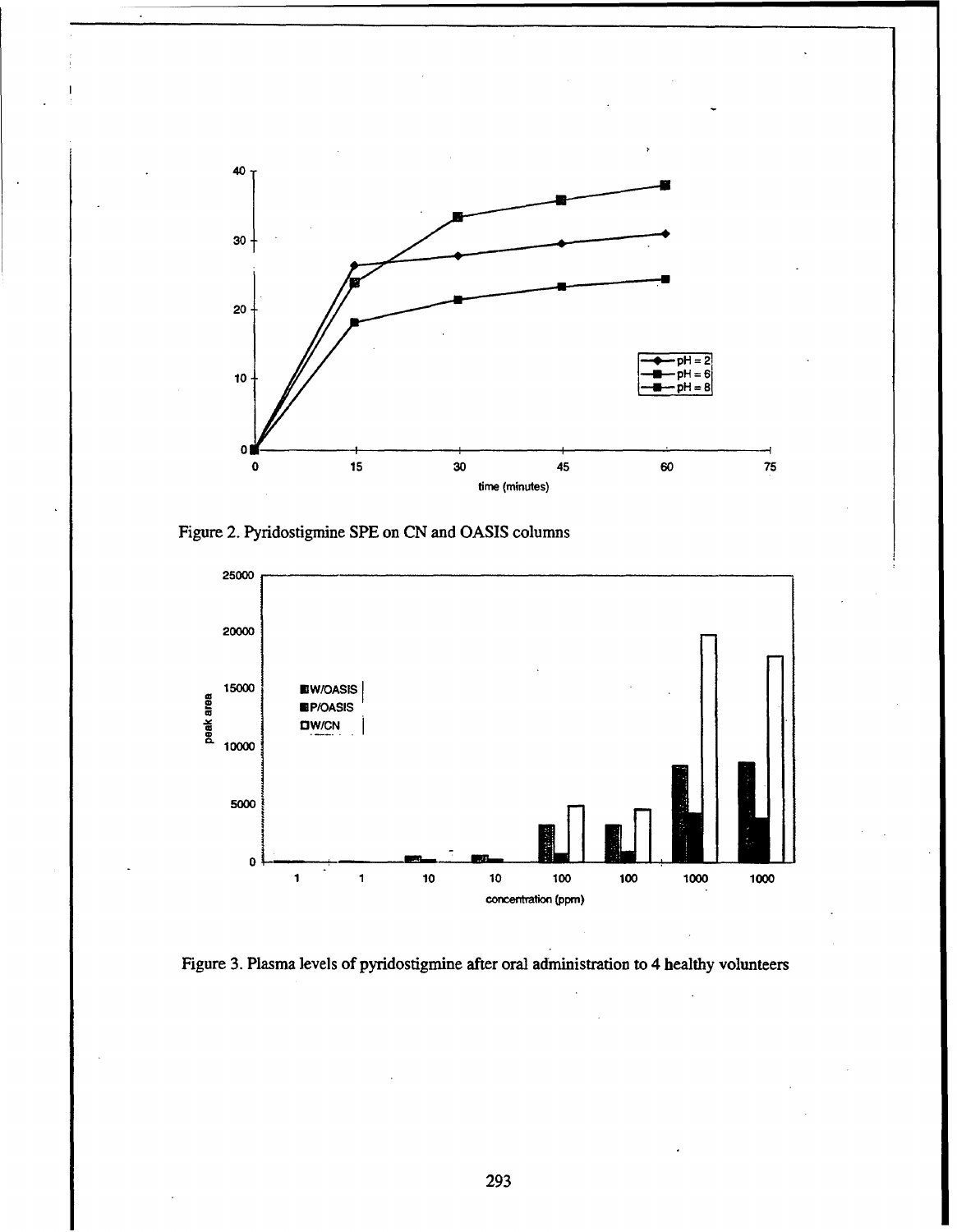Figure 2. Pyridostigmine SPE on CN and OASIS columns

Figure 3. Plasma levels of pyridostigmine after oral administration to 4 healthy volunteers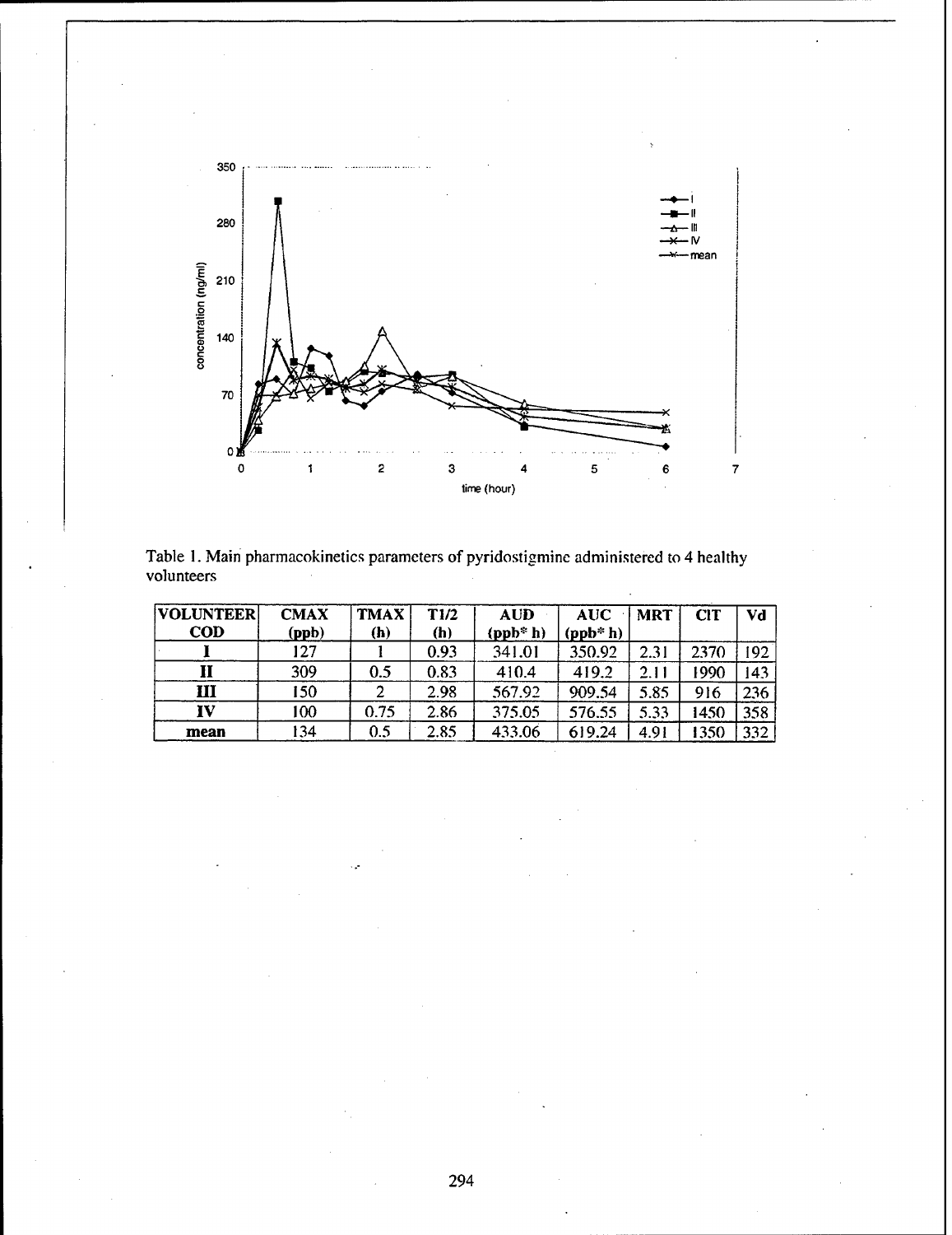350
280
210
140
70
0
0 1 2 3 4 5 6 7
concentration (ng/ml)
time (hour)
I
II
III
IV
mean

Table 1. Main pharmacokinetics parameters of pyridostigmine administered to 4 healthy volunteers

| VOLUNTEER COD | CMAX (ppb) | TMAX (h) | T1/2 (h) | AUD (ppb* h) | AUC (ppb* h) | MRT | ClT | Vd |
|---|---|---|---|---|---|---|---|---|
| **I** | 127 | 1 | 0.93 | 341.01 | 350.92 | 2.31 | 2370 | 192 |
| **II** | 309 | 0.5 | 0.83 | 410.4 | 419.2 | 2.11 | 1990 | 143 |
| **III** | 150 | 2 | 2.98 | 567.92 | 909.54 | 5.85 | 916 | 236 |
| **IV** | 100 | 0.75 | 2.86 | 375.05 | 576.55 | 5.33 | 1450 | 358 |
| **mean** | 134 | 0.5 | 2.85 | 433.06 | 619.24 | 4.91 | 1350 | 332 |